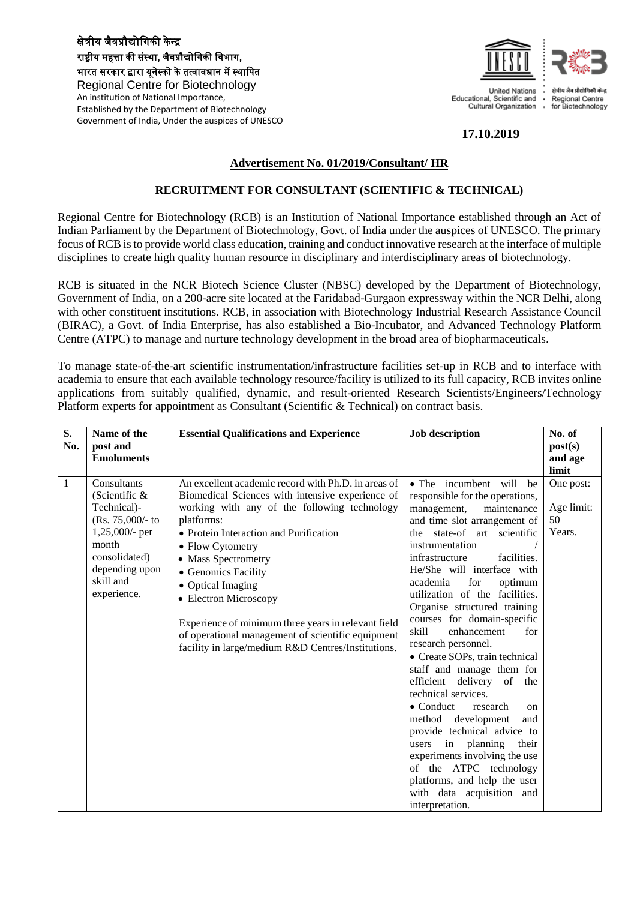क्षेत्रीय जैवप्रौद्योगिकी केन्द्र
राष्ट्रीय महत्ता की संस्था, जैवप्रौद्योगिकी विभाग,
भारत सरकार द्वारा यूनेस्को के तत्वावधान में स्थापित
Regional Centre for Biotechnology
An institution of National Importance,
Established by the Department of Biotechnology
Government of India, Under the auspices of UNESCO

United Nations Educational, Scientific and Cultural Organization

क्षेत्रीय जैव प्रौद्योगिकी केन्द्र Regional Centre for Biotechnology

**17.10.2019**

**Advertisement No. 01/2019/Consultant/ HR**

**RECRUITMENT FOR CONSULTANT (SCIENTIFIC & TECHNICAL)**

Regional Centre for Biotechnology (RCB) is an Institution of National Importance established through an Act of Indian Parliament by the Department of Biotechnology, Govt. of India under the auspices of UNESCO. The primary focus of RCB is to provide world class education, training and conduct innovative research at the interface of multiple disciplines to create high quality human resource in disciplinary and interdisciplinary areas of biotechnology.

RCB is situated in the NCR Biotech Science Cluster (NBSC) developed by the Department of Biotechnology, Government of India, on a 200-acre site located at the Faridabad-Gurgaon expressway within the NCR Delhi, along with other constituent institutions. RCB, in association with Biotechnology Industrial Research Assistance Council (BIRAC), a Govt. of India Enterprise, has also established a Bio-Incubator, and Advanced Technology Platform Centre (ATPC) to manage and nurture technology development in the broad area of biopharmaceuticals.

To manage state-of-the-art scientific instrumentation/infrastructure facilities set-up in RCB and to interface with academia to ensure that each available technology resource/facility is utilized to its full capacity, RCB invites online applications from suitably qualified, dynamic, and result-oriented Research Scientists/Engineers/Technology Platform experts for appointment as Consultant (Scientific & Technical) on contract basis.

| S. No. | Name of the post and Emoluments | Essential Qualifications and Experience | Job description | No. of post(s) and age limit |
|---|---|---|---|---|
| 1 | Consultants (Scientific & Technical)- (Rs. 75,000/- to 1,25,000/- per month consolidated) depending upon skill and experience. | An excellent academic record with Ph.D. in areas of Biomedical Sciences with intensive experience of working with any of the following technology platforms:<br>• Protein Interaction and Purification<br>• Flow Cytometry<br>• Mass Spectrometry<br>• Genomics Facility<br>• Optical Imaging<br>• Electron Microscopy<br><br>Experience of minimum three years in relevant field of operational management of scientific equipment facility in large/medium R&D Centres/Institutions. | • The incumbent will be responsible for the operations, management, maintenance and time slot arrangement of the state-of art scientific instrumentation / infrastructure facilities. He/She will interface with academia for optimum utilization of the facilities. Organise structured training courses for domain-specific skill enhancement for research personnel.<br>• Create SOPs, train technical staff and manage them for efficient delivery of the technical services.<br>• Conduct research on method development and provide technical advice to users in planning their experiments involving the use of the ATPC technology platforms, and help the user with data acquisition and interpretation. | One post:<br><br>Age limit: 50 Years. |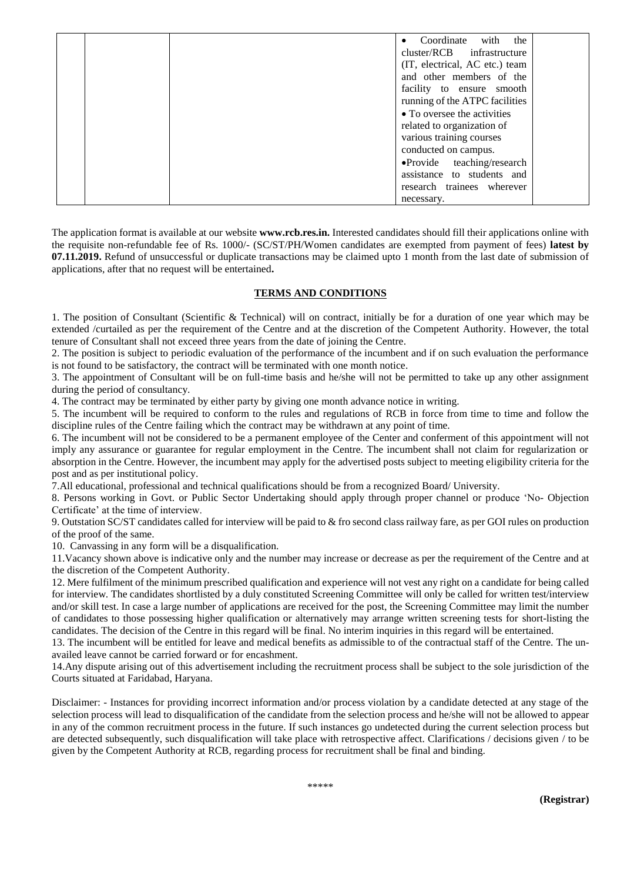| | | | | |
|---|---|---|---|---|
| | | | • Coordinate with the cluster/RCB infrastructure (IT, electrical, AC etc.) team and other members of the facility to ensure smooth running of the ATPC facilities<br>• To oversee the activities related to organization of various training courses conducted on campus.<br>•Provide teaching/research assistance to students and research trainees wherever necessary. | |

The application format is available at our website **www.rcb.res.in.** Interested candidates should fill their applications online with the requisite non-refundable fee of Rs. 1000/- (SC/ST/PH/Women candidates are exempted from payment of fees) **latest by 07.11.2019.** Refund of unsuccessful or duplicate transactions may be claimed upto 1 month from the last date of submission of applications, after that no request will be entertained**.**

## TERMS AND CONDITIONS

1. The position of Consultant (Scientific & Technical) will on contract, initially be for a duration of one year which may be extended /curtailed as per the requirement of the Centre and at the discretion of the Competent Authority. However, the total tenure of Consultant shall not exceed three years from the date of joining the Centre.
2. The position is subject to periodic evaluation of the performance of the incumbent and if on such evaluation the performance is not found to be satisfactory, the contract will be terminated with one month notice.
3. The appointment of Consultant will be on full-time basis and he/she will not be permitted to take up any other assignment during the period of consultancy.
4. The contract may be terminated by either party by giving one month advance notice in writing.
5. The incumbent will be required to conform to the rules and regulations of RCB in force from time to time and follow the discipline rules of the Centre failing which the contract may be withdrawn at any point of time.
6. The incumbent will not be considered to be a permanent employee of the Center and conferment of this appointment will not imply any assurance or guarantee for regular employment in the Centre. The incumbent shall not claim for regularization or absorption in the Centre. However, the incumbent may apply for the advertised posts subject to meeting eligibility criteria for the post and as per institutional policy.
7. All educational, professional and technical qualifications should be from a recognized Board/ University.
8. Persons working in Govt. or Public Sector Undertaking should apply through proper channel or produce 'No- Objection Certificate' at the time of interview.
9. Outstation SC/ST candidates called for interview will be paid to & fro second class railway fare, as per GOI rules on production of the proof of the same.
10. Canvassing in any form will be a disqualification.
11. Vacancy shown above is indicative only and the number may increase or decrease as per the requirement of the Centre and at the discretion of the Competent Authority.
12. Mere fulfilment of the minimum prescribed qualification and experience will not vest any right on a candidate for being called for interview. The candidates shortlisted by a duly constituted Screening Committee will only be called for written test/interview and/or skill test. In case a large number of applications are received for the post, the Screening Committee may limit the number of candidates to those possessing higher qualification or alternatively may arrange written screening tests for short-listing the candidates. The decision of the Centre in this regard will be final. No interim inquiries in this regard will be entertained.
13. The incumbent will be entitled for leave and medical benefits as admissible to of the contractual staff of the Centre. The un-availed leave cannot be carried forward or for encashment.
14. Any dispute arising out of this advertisement including the recruitment process shall be subject to the sole jurisdiction of the Courts situated at Faridabad, Haryana.

Disclaimer: - Instances for providing incorrect information and/or process violation by a candidate detected at any stage of the selection process will lead to disqualification of the candidate from the selection process and he/she will not be allowed to appear in any of the common recruitment process in the future. If such instances go undetected during the current selection process but are detected subsequently, such disqualification will take place with retrospective affect. Clarifications / decisions given / to be given by the Competent Authority at RCB, regarding process for recruitment shall be final and binding.

\*\*\*\*\*

**(Registrar)**